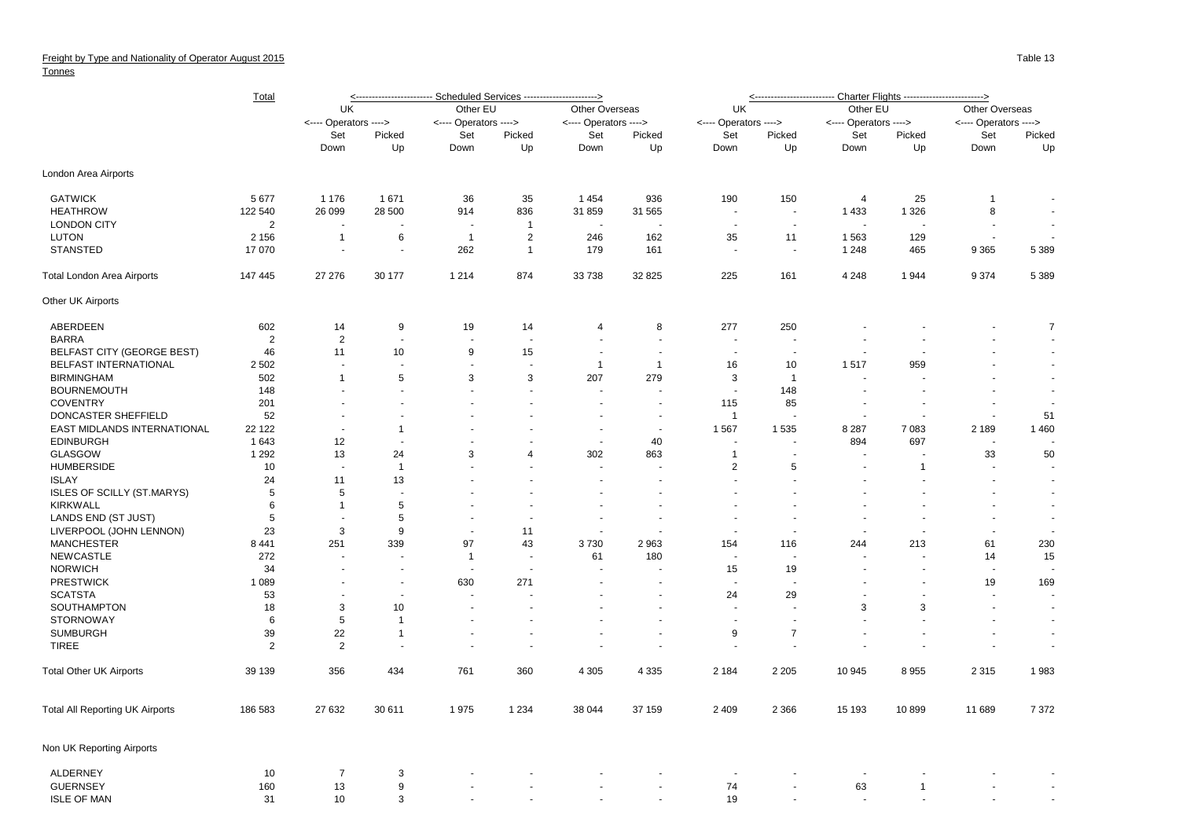Freight by Type and Nationality of Operator August 2015

Tonnes

Table 13

| | Total | Scheduled Services | | | | | | Charter Flights | | | | | |
|---|---|---|---|---|---|---|---|---|---|---|---|---|---|
| | | UK | | Other EU | | Other Overseas | | UK | | Other EU | | Other Overseas | |
| | | <---- Operators ----> | | <---- Operators ----> | | <---- Operators ----> | | <---- Operators ----> | | <---- Operators ----> | | <---- Operators ----> | |
| | | Set Down | Picked Up | Set Down | Picked Up | Set Down | Picked Up | Set Down | Picked Up | Set Down | Picked Up | Set Down | Picked Up |
| London Area Airports | | | | | | | | | | | | | |
| GATWICK | 5 677 | 1 176 | 1 671 | 36 | 35 | 1 454 | 936 | 190 | 150 | 4 | 25 | 1 | - |
| HEATHROW | 122 540 | 26 099 | 28 500 | 914 | 836 | 31 859 | 31 565 | - | - | 1 433 | 1 326 | 8 | - |
| LONDON CITY | 2 | - | - | - | 1 | - | - | - | - | - | - | - | - |
| LUTON | 2 156 | 1 | 6 | 1 | 2 | 246 | 162 | 35 | 11 | 1 563 | 129 | - | - |
| STANSTED | 17 070 | - | - | 262 | 1 | 179 | 161 | - | - | 1 248 | 465 | 9 365 | 5 389 |
| Total London Area Airports | 147 445 | 27 276 | 30 177 | 1 214 | 874 | 33 738 | 32 825 | 225 | 161 | 4 248 | 1 944 | 9 374 | 5 389 |
| Other UK Airports | | | | | | | | | | | | | |
| ABERDEEN | 602 | 14 | 9 | 19 | 14 | 4 | 8 | 277 | 250 | - | - | - | 7 |
| BARRA | 2 | 2 | - | - | - | - | - | - | - | - | - | - | - |
| BELFAST CITY (GEORGE BEST) | 46 | 11 | 10 | 9 | 15 | - | - | - | - | - | - | - | - |
| BELFAST INTERNATIONAL | 2 502 | - | - | - | - | 1 | 1 | 16 | 10 | 1 517 | 959 | - | - |
| BIRMINGHAM | 502 | 1 | 5 | 3 | 3 | 207 | 279 | 3 | 1 | - | - | - | - |
| BOURNEMOUTH | 148 | - | - | - | - | - | - | - | 148 | - | - | - | - |
| COVENTRY | 201 | - | - | - | - | - | - | 115 | 85 | - | - | - | - |
| DONCASTER SHEFFIELD | 52 | - | - | - | - | - | - | 1 | - | - | - | - | 51 |
| EAST MIDLANDS INTERNATIONAL | 22 122 | - | 1 | - | - | - | - | 1 567 | 1 535 | 8 287 | 7 083 | 2 189 | 1 460 |
| EDINBURGH | 1 643 | 12 | - | - | - | - | 40 | - | - | 894 | 697 | - | - |
| GLASGOW | 1 292 | 13 | 24 | 3 | 4 | 302 | 863 | 1 | - | - | - | 33 | 50 |
| HUMBERSIDE | 10 | - | 1 | - | - | - | - | 2 | 5 | - | 1 | - | - |
| ISLAY | 24 | 11 | 13 | - | - | - | - | - | - | - | - | - | - |
| ISLES OF SCILLY (ST.MARYS) | 5 | 5 | - | - | - | - | - | - | - | - | - | - | - |
| KIRKWALL | 6 | 1 | 5 | - | - | - | - | - | - | - | - | - | - |
| LANDS END (ST JUST) | 5 | - | 5 | - | - | - | - | - | - | - | - | - | - |
| LIVERPOOL (JOHN LENNON) | 23 | 3 | 9 | - | 11 | - | - | - | - | - | - | - | - |
| MANCHESTER | 8 441 | 251 | 339 | 97 | 43 | 3 730 | 2 963 | 154 | 116 | 244 | 213 | 61 | 230 |
| NEWCASTLE | 272 | - | - | 1 | - | 61 | 180 | - | - | - | - | 14 | 15 |
| NORWICH | 34 | - | - | - | - | - | - | 15 | 19 | - | - | - | - |
| PRESTWICK | 1 089 | - | - | 630 | 271 | - | - | - | - | - | - | 19 | 169 |
| SCATSTA | 53 | - | - | - | - | - | - | 24 | 29 | - | - | - | - |
| SOUTHAMPTON | 18 | 3 | 10 | - | - | - | - | - | - | 3 | 3 | - | - |
| STORNOWAY | 6 | 5 | 1 | - | - | - | - | - | - | - | - | - | - |
| SUMBURGH | 39 | 22 | 1 | - | - | - | - | 9 | 7 | - | - | - | - |
| TIREE | 2 | 2 | - | - | - | - | - | - | - | - | - | - | - |
| Total Other UK Airports | 39 139 | 356 | 434 | 761 | 360 | 4 305 | 4 335 | 2 184 | 2 205 | 10 945 | 8 955 | 2 315 | 1 983 |
| Total All Reporting UK Airports | 186 583 | 27 632 | 30 611 | 1 975 | 1 234 | 38 044 | 37 159 | 2 409 | 2 366 | 15 193 | 10 899 | 11 689 | 7 372 |
| Non UK Reporting Airports | | | | | | | | | | | | | |
| ALDERNEY | 10 | 7 | 3 | - | - | - | - | - | - | - | - | - | - |
| GUERNSEY | 160 | 13 | 9 | - | - | - | - | 74 | - | 63 | 1 | - | - |
| ISLE OF MAN | 31 | 10 | 3 | - | - | - | - | 19 | - | - | - | - | - |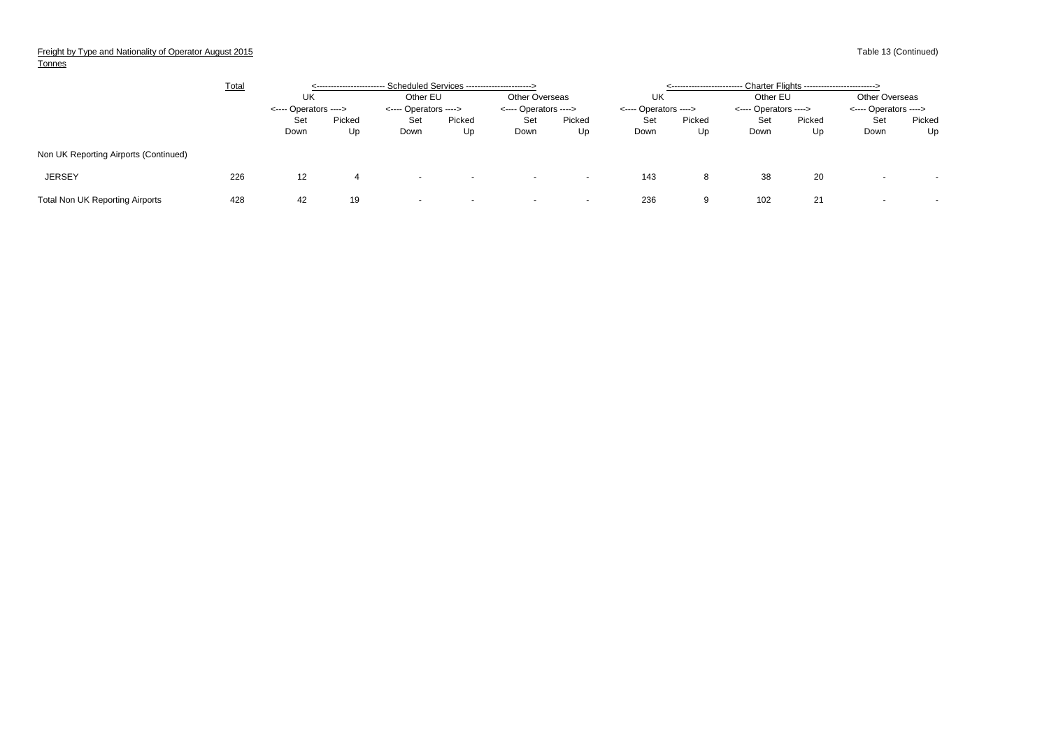Freight by Type and Nationality of Operator August 2015

Tonnes

Table 13 (Continued)

| | Total | Scheduled Services | | | | | | Charter Flights | | | | | |
|---|---|---|---|---|---|---|---|---|---|---|---|---|---|
| | | UK | | Other EU | | Other Overseas | | UK | | Other EU | | Other Overseas | |
| | | <---- Operators ----> | | <---- Operators ----> | | <---- Operators ----> | | <---- Operators ----> | | <---- Operators ----> | | <---- Operators ----> | |
| | | Set Down | Picked Up | Set Down | Picked Up | Set Down | Picked Up | Set Down | Picked Up | Set Down | Picked Up | Set Down | Picked Up |
| Non UK Reporting Airports (Continued) | | | | | | | | | | | | | |
| JERSEY | 226 | 12 | 4 | - | - | - | - | 143 | 8 | 38 | 20 | - | - |
| Total Non UK Reporting Airports | 428 | 42 | 19 | - | - | - | - | 236 | 9 | 102 | 21 | - | - |